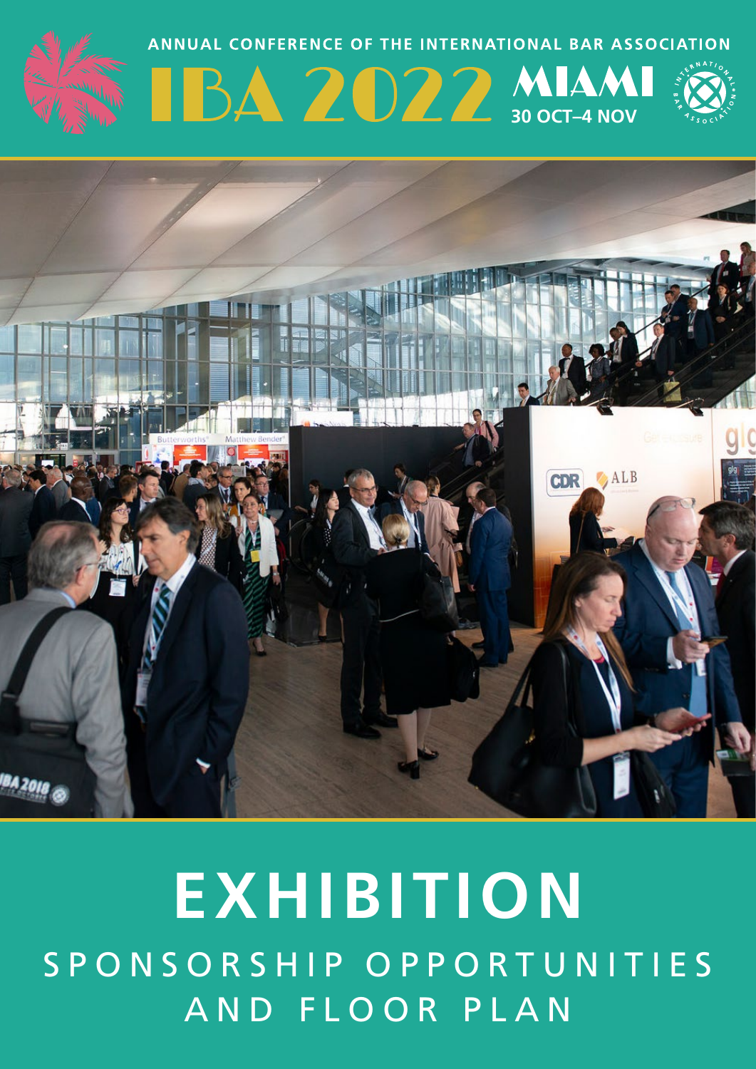ANNUAL CONFERENCE OF THE INTERNATIONAL BAR ASSOCIATION

# IBA 2022 MIAMI

30 OCT–4 NOV

# EXHIBITION

## SPONSORSHIP OPPORTUNITIES AND FLOOR PLAN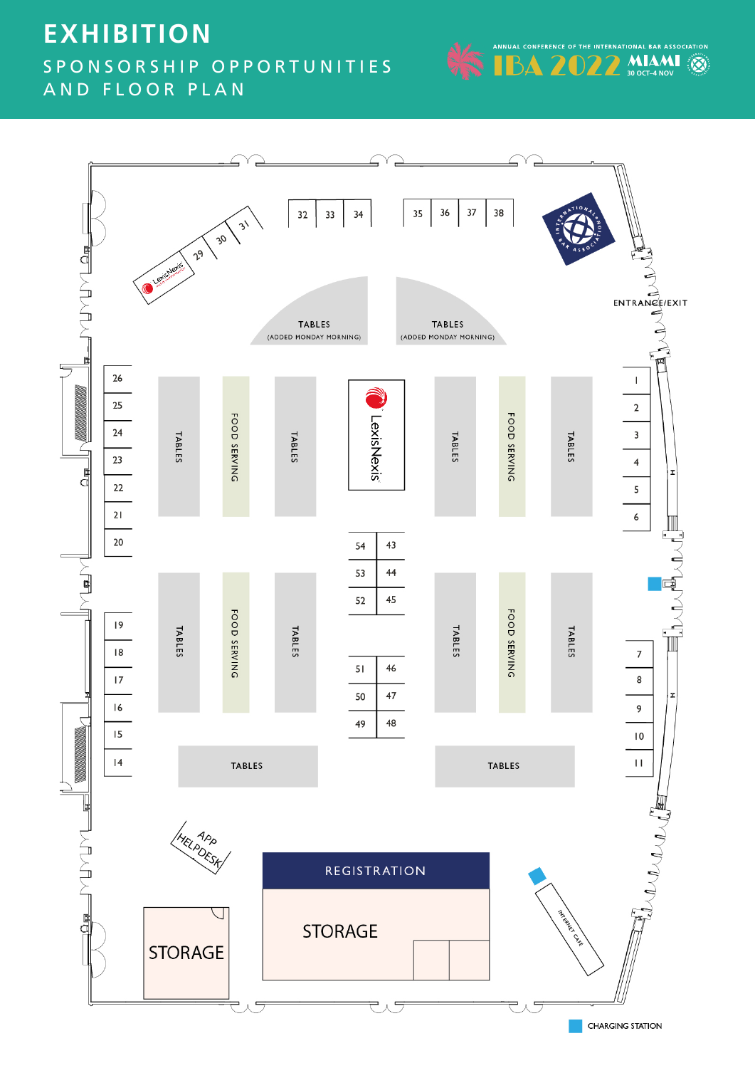# EXHIBITION

## SPONSORSHIP OPPORTUNITIES AND FLOOR PLAN

ANNUAL CONFERENCE OF THE INTERNATIONAL BAR ASSOCIATION
IBA 2022 MIAMI 30 OCT–4 NOV

ENTRANCE/EXIT

TABLES (ADDED MONDAY MORNING)

TABLES (ADDED MONDAY MORNING)

LexisNexis

29 30 31

32 33 34

35 36 37 38

26 25 24 23 22 21 20

19 18 17 16 15 14

1 2 3 4 5 6

7 8 9 10 11

54 53 52 51 50 49

43 44 45 46 47 48

TABLES

FOOD SERVING

APP HELPDESK

REGISTRATION

STORAGE

STORAGE

INTERNET CAFE

CHARGING STATION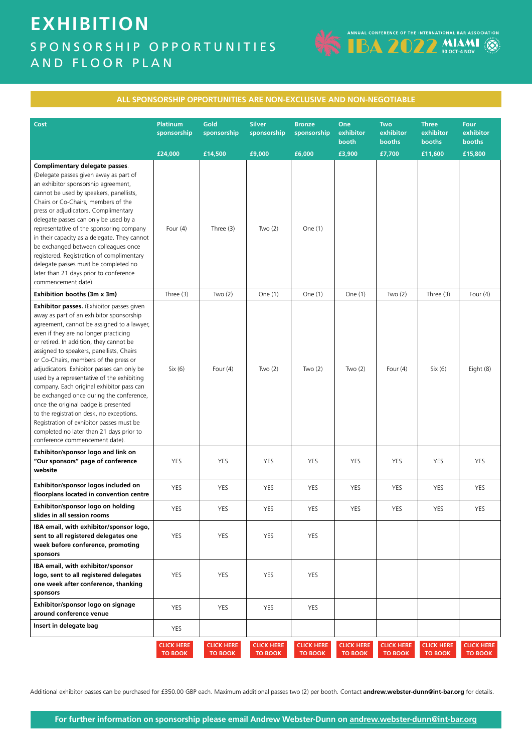# EXHIBITION

## SPONSORSHIP OPPORTUNITIES AND FLOOR PLAN

ANNUAL CONFERENCE OF THE INTERNATIONAL BAR ASSOCIATION IBA 2022 MIAMI 30 OCT–4 NOV

**ALL SPONSORSHIP OPPORTUNITIES ARE NON-EXCLUSIVE AND NON-NEGOTIABLE**

| Cost | Platinum sponsorship £24,000 | Gold sponsorship £14,500 | Silver sponsorship £9,000 | Bronze sponsorship £6,000 | One exhibitor booth £3,900 | Two exhibitor booths £7,700 | Three exhibitor booths £11,600 | Four exhibitor booths £15,800 |
|---|---|---|---|---|---|---|---|---|
| **Complimentary delegate passes**. (Delegate passes given away as part of an exhibitor sponsorship agreement, cannot be used by speakers, panellists, Chairs or Co-Chairs, members of the press or adjudicators. Complimentary delegate passes can only be used by a representative of the sponsoring company in their capacity as a delegate. They cannot be exchanged between colleagues once registered. Registration of complimentary delegate passes must be completed no later than 21 days prior to conference commencement date). | Four (4) | Three (3) | Two (2) | One (1) | | | | |
| **Exhibition booths (3m x 3m)** | Three (3) | Two (2) | One (1) | One (1) | One (1) | Two (2) | Three (3) | Four (4) |
| **Exhibitor passes.** (Exhibitor passes given away as part of an exhibitor sponsorship agreement, cannot be assigned to a lawyer, even if they are no longer practicing or retired. In addition, they cannot be assigned to speakers, panellists, Chairs or Co-Chairs, members of the press or adjudicators. Exhibitor passes can only be used by a representative of the exhibiting company. Each original exhibitor pass can be exchanged once during the conference, once the original badge is presented to the registration desk, no exceptions. Registration of exhibitor passes must be completed no later than 21 days prior to conference commencement date). | Six (6) | Four (4) | Two (2) | Two (2) | Two (2) | Four (4) | Six (6) | Eight (8) |
| **Exhibitor/sponsor logo and link on "Our sponsors" page of conference website** | YES | YES | YES | YES | YES | YES | YES | YES |
| **Exhibitor/sponsor logos included on floorplans located in convention centre** | YES | YES | YES | YES | YES | YES | YES | YES |
| **Exhibitor/sponsor logo on holding slides in all session rooms** | YES | YES | YES | YES | YES | YES | YES | YES |
| **IBA email, with exhibitor/sponsor logo, sent to all registered delegates one week before conference, promoting sponsors** | YES | YES | YES | YES | | | | |
| **IBA email, with exhibitor/sponsor logo, sent to all registered delegates one week after conference, thanking sponsors** | YES | YES | YES | YES | | | | |
| **Exhibitor/sponsor logo on signage around conference venue** | YES | YES | YES | YES | | | | |
| **Insert in delegate bag** | YES | | | | | | | |
| | CLICK HERE TO BOOK | CLICK HERE TO BOOK | CLICK HERE TO BOOK | CLICK HERE TO BOOK | CLICK HERE TO BOOK | CLICK HERE TO BOOK | CLICK HERE TO BOOK | CLICK HERE TO BOOK |

Additional exhibitor passes can be purchased for £350.00 GBP each. Maximum additional passes two (2) per booth. Contact **andrew.webster-dunn@int-bar.org** for details.

**For further information on sponsorship please email Andrew Webster-Dunn on andrew.webster-dunn@int-bar.org**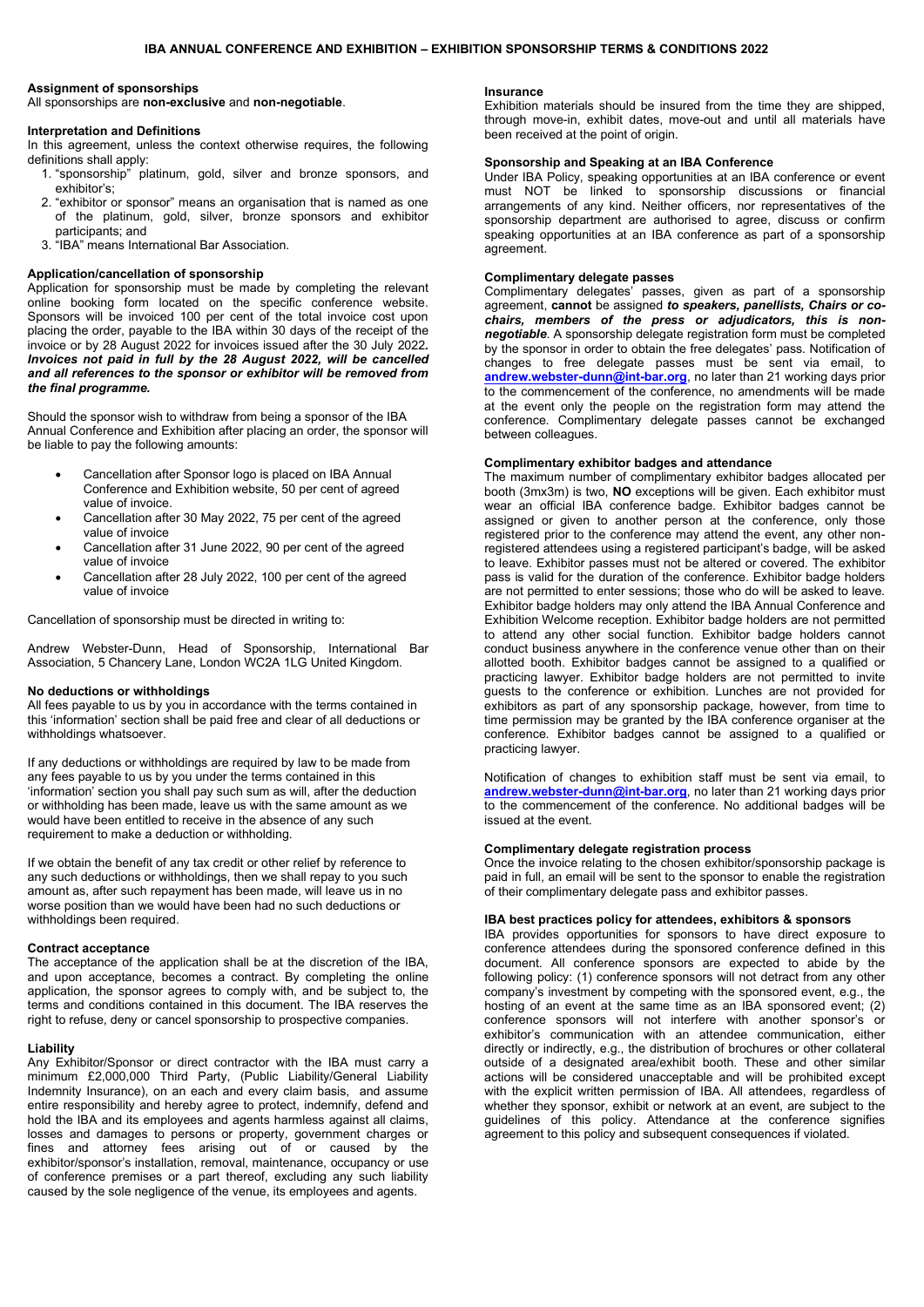# IBA ANNUAL CONFERENCE AND EXHIBITION – EXHIBITION SPONSORSHIP TERMS & CONDITIONS 2022

**Assignment of sponsorships**

All sponsorships are **non-exclusive** and **non-negotiable**.

**Interpretation and Definitions**

In this agreement, unless the context otherwise requires, the following definitions shall apply:

1. "sponsorship" platinum, gold, silver and bronze sponsors, and exhibitor's;
2. "exhibitor or sponsor" means an organisation that is named as one of the platinum, gold, silver, bronze sponsors and exhibitor participants; and
3. "IBA" means International Bar Association.

**Application/cancellation of sponsorship**

Application for sponsorship must be made by completing the relevant online booking form located on the specific conference website. Sponsors will be invoiced 100 per cent of the total invoice cost upon placing the order, payable to the IBA within 30 days of the receipt of the invoice or by 28 August 2022 for invoices issued after the 30 July 2022**.** ***Invoices not paid in full by the 28 August 2022, will be cancelled and all references to the sponsor or exhibitor will be removed from the final programme.***

Should the sponsor wish to withdraw from being a sponsor of the IBA Annual Conference and Exhibition after placing an order, the sponsor will be liable to pay the following amounts:

- Cancellation after Sponsor logo is placed on IBA Annual Conference and Exhibition website, 50 per cent of agreed value of invoice.
- Cancellation after 30 May 2022, 75 per cent of the agreed value of invoice
- Cancellation after 31 June 2022, 90 per cent of the agreed value of invoice
- Cancellation after 28 July 2022, 100 per cent of the agreed value of invoice

Cancellation of sponsorship must be directed in writing to:

Andrew Webster-Dunn, Head of Sponsorship, International Bar Association, 5 Chancery Lane, London WC2A 1LG United Kingdom.

**No deductions or withholdings**

All fees payable to us by you in accordance with the terms contained in this 'information' section shall be paid free and clear of all deductions or withholdings whatsoever.

If any deductions or withholdings are required by law to be made from any fees payable to us by you under the terms contained in this 'information' section you shall pay such sum as will, after the deduction or withholding has been made, leave us with the same amount as we would have been entitled to receive in the absence of any such requirement to make a deduction or withholding.

If we obtain the benefit of any tax credit or other relief by reference to any such deductions or withholdings, then we shall repay to you such amount as, after such repayment has been made, will leave us in no worse position than we would have been had no such deductions or withholdings been required.

**Contract acceptance**

The acceptance of the application shall be at the discretion of the IBA, and upon acceptance, becomes a contract. By completing the online application, the sponsor agrees to comply with, and be subject to, the terms and conditions contained in this document. The IBA reserves the right to refuse, deny or cancel sponsorship to prospective companies.

**Liability**

Any Exhibitor/Sponsor or direct contractor with the IBA must carry a minimum £2,000,000 Third Party, (Public Liability/General Liability Indemnity Insurance), on an each and every claim basis, and assume entire responsibility and hereby agree to protect, indemnify, defend and hold the IBA and its employees and agents harmless against all claims, losses and damages to persons or property, government charges or fines and attorney fees arising out of or caused by the exhibitor/sponsor's installation, removal, maintenance, occupancy or use of conference premises or a part thereof, excluding any such liability caused by the sole negligence of the venue, its employees and agents.

**Insurance**

Exhibition materials should be insured from the time they are shipped, through move-in, exhibit dates, move-out and until all materials have been received at the point of origin.

**Sponsorship and Speaking at an IBA Conference**

Under IBA Policy, speaking opportunities at an IBA conference or event must NOT be linked to sponsorship discussions or financial arrangements of any kind. Neither officers, nor representatives of the sponsorship department are authorised to agree, discuss or confirm speaking opportunities at an IBA conference as part of a sponsorship agreement.

**Complimentary delegate passes**

Complimentary delegates' passes, given as part of a sponsorship agreement, **cannot** be assigned ***to speakers, panellists, Chairs or co-chairs, members of the press or adjudicators, this is non-negotiable***. A sponsorship delegate registration form must be completed by the sponsor in order to obtain the free delegates' pass. Notification of changes to free delegate passes must be sent via email, to **andrew.webster-dunn@int-bar.org**, no later than 21 working days prior to the commencement of the conference, no amendments will be made at the event only the people on the registration form may attend the conference. Complimentary delegate passes cannot be exchanged between colleagues.

**Complimentary exhibitor badges and attendance**

The maximum number of complimentary exhibitor badges allocated per booth (3mx3m) is two, **NO** exceptions will be given. Each exhibitor must wear an official IBA conference badge. Exhibitor badges cannot be assigned or given to another person at the conference, only those registered prior to the conference may attend the event, any other non-registered attendees using a registered participant's badge, will be asked to leave. Exhibitor passes must not be altered or covered. The exhibitor pass is valid for the duration of the conference. Exhibitor badge holders are not permitted to enter sessions; those who do will be asked to leave. Exhibitor badge holders may only attend the IBA Annual Conference and Exhibition Welcome reception. Exhibitor badge holders are not permitted to attend any other social function. Exhibitor badge holders cannot conduct business anywhere in the conference venue other than on their allotted booth. Exhibitor badges cannot be assigned to a qualified or practicing lawyer. Exhibitor badge holders are not permitted to invite guests to the conference or exhibition. Lunches are not provided for exhibitors as part of any sponsorship package, however, from time to time permission may be granted by the IBA conference organiser at the conference. Exhibitor badges cannot be assigned to a qualified or practicing lawyer.

Notification of changes to exhibition staff must be sent via email, to **andrew.webster-dunn@int-bar.org**, no later than 21 working days prior to the commencement of the conference. No additional badges will be issued at the event.

**Complimentary delegate registration process**

Once the invoice relating to the chosen exhibitor/sponsorship package is paid in full, an email will be sent to the sponsor to enable the registration of their complimentary delegate pass and exhibitor passes.

**IBA best practices policy for attendees, exhibitors & sponsors**

IBA provides opportunities for sponsors to have direct exposure to conference attendees during the sponsored conference defined in this document. All conference sponsors are expected to abide by the following policy: (1) conference sponsors will not detract from any other company's investment by competing with the sponsored event, e.g., the hosting of an event at the same time as an IBA sponsored event; (2) conference sponsors will not interfere with another sponsor's or exhibitor's communication with an attendee communication, either directly or indirectly, e.g., the distribution of brochures or other collateral outside of a designated area/exhibit booth. These and other similar actions will be considered unacceptable and will be prohibited except with the explicit written permission of IBA. All attendees, regardless of whether they sponsor, exhibit or network at an event, are subject to the guidelines of this policy. Attendance at the conference signifies agreement to this policy and subsequent consequences if violated.